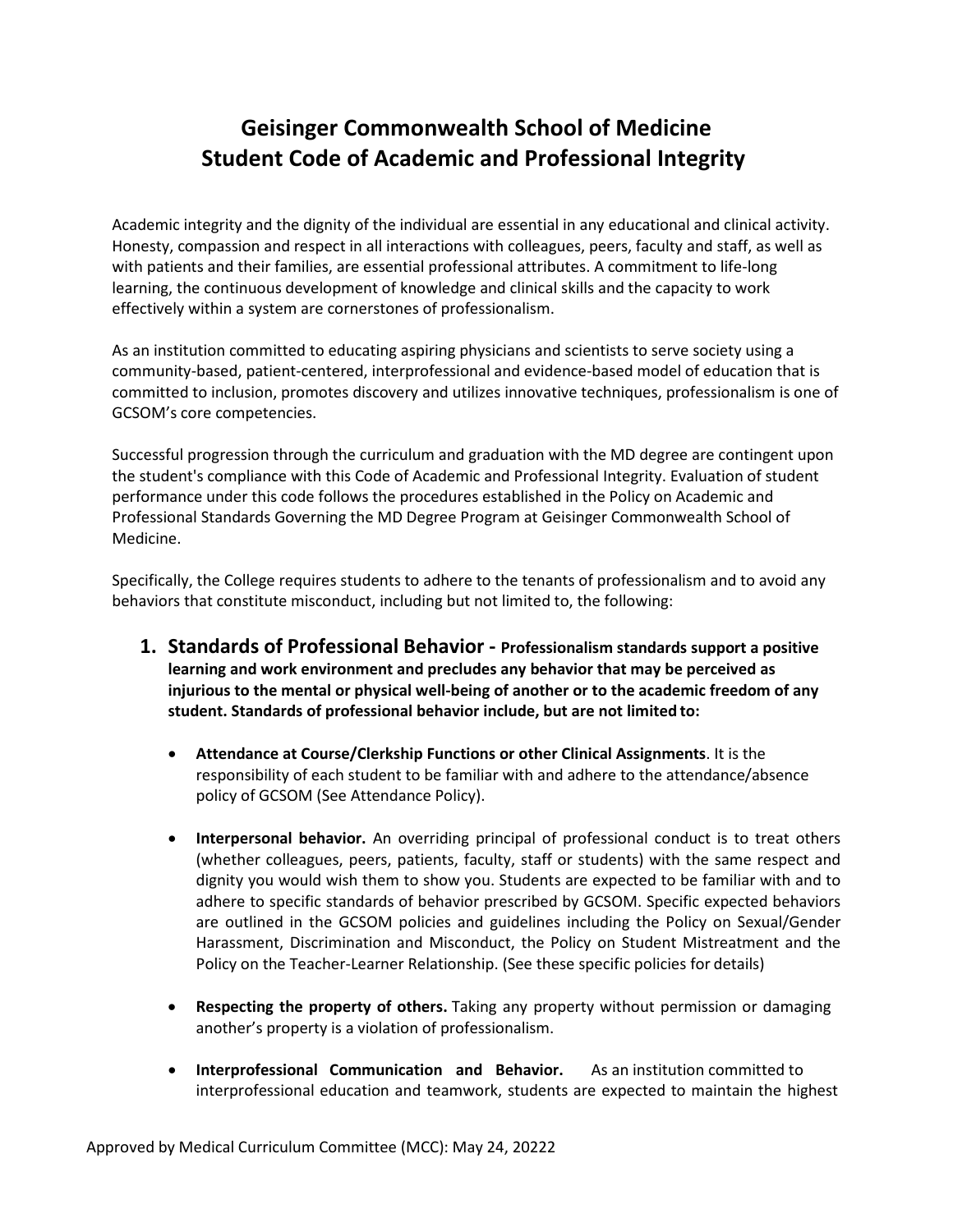# Geisinger Commonwealth School of Medicine
# Student Code of Academic and Professional Integrity

Academic integrity and the dignity of the individual are essential in any educational and clinical activity. Honesty, compassion and respect in all interactions with colleagues, peers, faculty and staff, as well as with patients and their families, are essential professional attributes. A commitment to life-long learning, the continuous development of knowledge and clinical skills and the capacity to work effectively within a system are cornerstones of professionalism.

As an institution committed to educating aspiring physicians and scientists to serve society using a community-based, patient-centered, interprofessional and evidence-based model of education that is committed to inclusion, promotes discovery and utilizes innovative techniques, professionalism is one of GCSOM's core competencies.

Successful progression through the curriculum and graduation with the MD degree are contingent upon the student's compliance with this Code of Academic and Professional Integrity. Evaluation of student performance under this code follows the procedures established in the Policy on Academic and Professional Standards Governing the MD Degree Program at Geisinger Commonwealth School of Medicine.

Specifically, the College requires students to adhere to the tenants of professionalism and to avoid any behaviors that constitute misconduct, including but not limited to, the following:

1. **Standards of Professional Behavior - Professionalism standards support a positive learning and work environment and precludes any behavior that may be perceived as injurious to the mental or physical well-being of another or to the academic freedom of any student. Standards of professional behavior include, but are not limited to:**

   - **Attendance at Course/Clerkship Functions or other Clinical Assignments**. It is the responsibility of each student to be familiar with and adhere to the attendance/absence policy of GCSOM (See Attendance Policy).

   - **Interpersonal behavior.** An overriding principal of professional conduct is to treat others (whether colleagues, peers, patients, faculty, staff or students) with the same respect and dignity you would wish them to show you. Students are expected to be familiar with and to adhere to specific standards of behavior prescribed by GCSOM. Specific expected behaviors are outlined in the GCSOM policies and guidelines including the Policy on Sexual/Gender Harassment, Discrimination and Misconduct, the Policy on Student Mistreatment and the Policy on the Teacher-Learner Relationship. (See these specific policies for details)

   - **Respecting the property of others.** Taking any property without permission or damaging another's property is a violation of professionalism.

   - **Interprofessional Communication and Behavior.** As an institution committed to interprofessional education and teamwork, students are expected to maintain the highest

Approved by Medical Curriculum Committee (MCC): May 24, 20222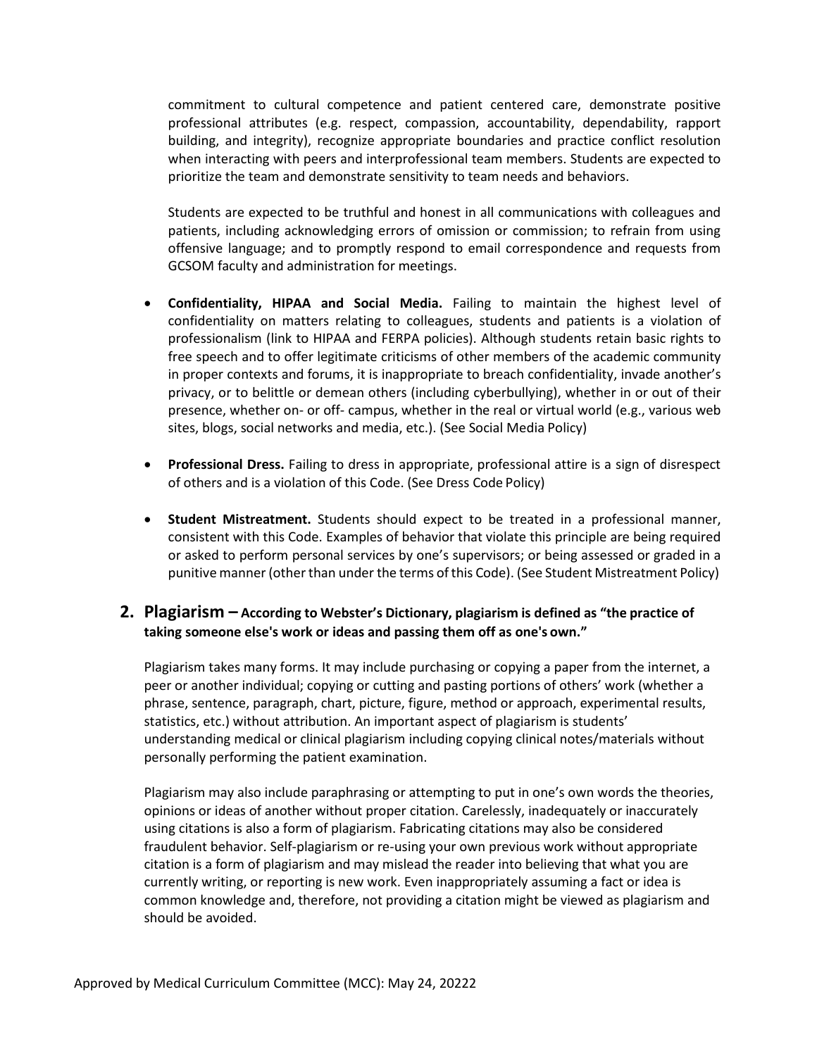commitment to cultural competence and patient centered care, demonstrate positive professional attributes (e.g. respect, compassion, accountability, dependability, rapport building, and integrity), recognize appropriate boundaries and practice conflict resolution when interacting with peers and interprofessional team members. Students are expected to prioritize the team and demonstrate sensitivity to team needs and behaviors.

Students are expected to be truthful and honest in all communications with colleagues and patients, including acknowledging errors of omission or commission; to refrain from using offensive language; and to promptly respond to email correspondence and requests from GCSOM faculty and administration for meetings.

- **Confidentiality, HIPAA and Social Media.** Failing to maintain the highest level of confidentiality on matters relating to colleagues, students and patients is a violation of professionalism (link to HIPAA and FERPA policies). Although students retain basic rights to free speech and to offer legitimate criticisms of other members of the academic community in proper contexts and forums, it is inappropriate to breach confidentiality, invade another's privacy, or to belittle or demean others (including cyberbullying), whether in or out of their presence, whether on- or off- campus, whether in the real or virtual world (e.g., various web sites, blogs, social networks and media, etc.). (See Social Media Policy)

- **Professional Dress.** Failing to dress in appropriate, professional attire is a sign of disrespect of others and is a violation of this Code. (See Dress Code Policy)

- **Student Mistreatment.** Students should expect to be treated in a professional manner, consistent with this Code. Examples of behavior that violate this principle are being required or asked to perform personal services by one's supervisors; or being assessed or graded in a punitive manner (other than under the terms of this Code). (See Student Mistreatment Policy)

## 2. Plagiarism – According to Webster's Dictionary, plagiarism is defined as "the practice of taking someone else's work or ideas and passing them off as one's own."

Plagiarism takes many forms. It may include purchasing or copying a paper from the internet, a peer or another individual; copying or cutting and pasting portions of others' work (whether a phrase, sentence, paragraph, chart, picture, figure, method or approach, experimental results, statistics, etc.) without attribution. An important aspect of plagiarism is students' understanding medical or clinical plagiarism including copying clinical notes/materials without personally performing the patient examination.

Plagiarism may also include paraphrasing or attempting to put in one's own words the theories, opinions or ideas of another without proper citation. Carelessly, inadequately or inaccurately using citations is also a form of plagiarism. Fabricating citations may also be considered fraudulent behavior. Self-plagiarism or re-using your own previous work without appropriate citation is a form of plagiarism and may mislead the reader into believing that what you are currently writing, or reporting is new work. Even inappropriately assuming a fact or idea is common knowledge and, therefore, not providing a citation might be viewed as plagiarism and should be avoided.

Approved by Medical Curriculum Committee (MCC): May 24, 20222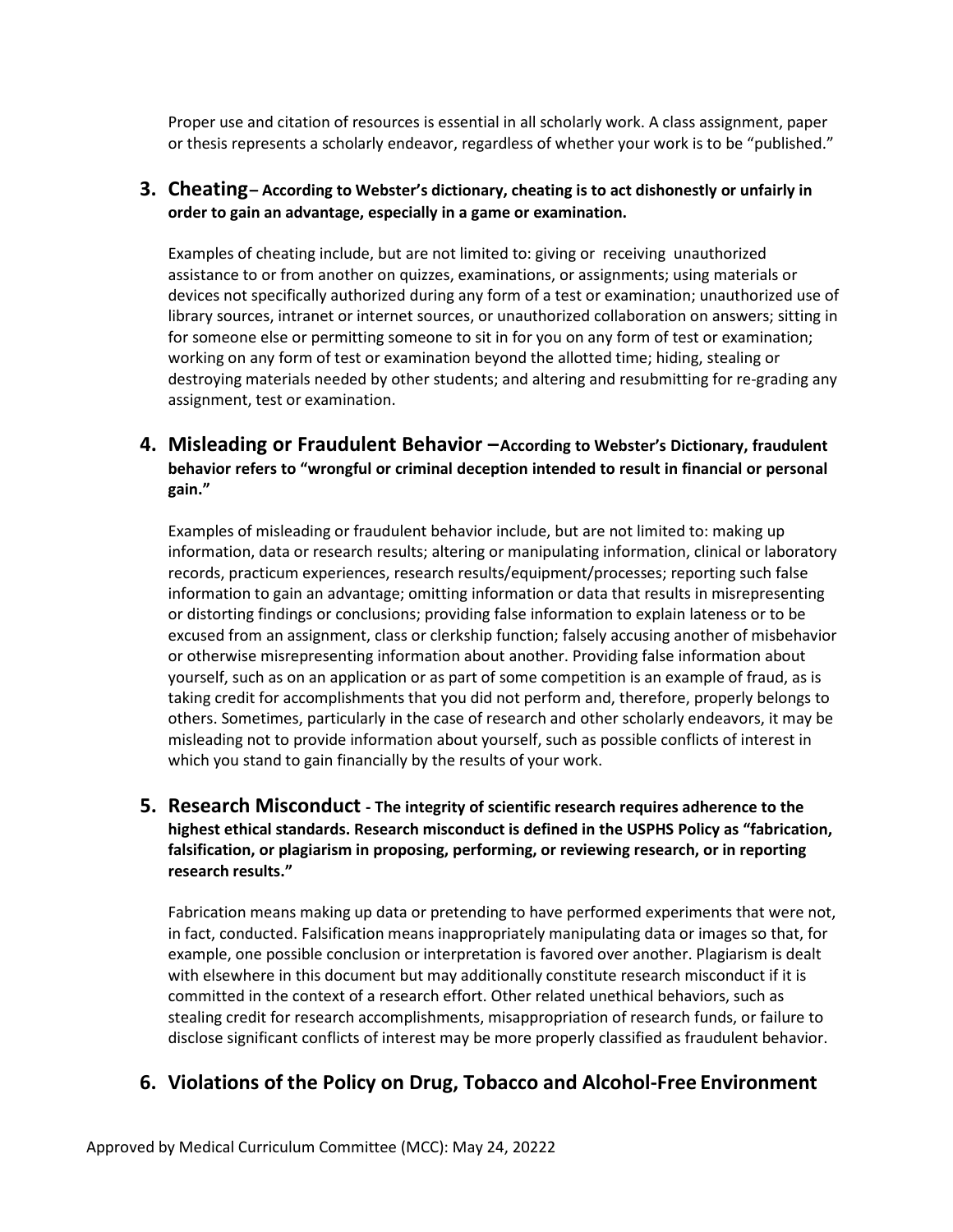Proper use and citation of resources is essential in all scholarly work. A class assignment, paper or thesis represents a scholarly endeavor, regardless of whether your work is to be "published."

## 3. Cheating– According to Webster's dictionary, cheating is to act dishonestly or unfairly in order to gain an advantage, especially in a game or examination.

Examples of cheating include, but are not limited to: giving or receiving unauthorized assistance to or from another on quizzes, examinations, or assignments; using materials or devices not specifically authorized during any form of a test or examination; unauthorized use of library sources, intranet or internet sources, or unauthorized collaboration on answers; sitting in for someone else or permitting someone to sit in for you on any form of test or examination; working on any form of test or examination beyond the allotted time; hiding, stealing or destroying materials needed by other students; and altering and resubmitting for re-grading any assignment, test or examination.

## 4. Misleading or Fraudulent Behavior –According to Webster's Dictionary, fraudulent behavior refers to "wrongful or criminal deception intended to result in financial or personal gain."

Examples of misleading or fraudulent behavior include, but are not limited to: making up information, data or research results; altering or manipulating information, clinical or laboratory records, practicum experiences, research results/equipment/processes; reporting such false information to gain an advantage; omitting information or data that results in misrepresenting or distorting findings or conclusions; providing false information to explain lateness or to be excused from an assignment, class or clerkship function; falsely accusing another of misbehavior or otherwise misrepresenting information about another. Providing false information about yourself, such as on an application or as part of some competition is an example of fraud, as is taking credit for accomplishments that you did not perform and, therefore, properly belongs to others. Sometimes, particularly in the case of research and other scholarly endeavors, it may be misleading not to provide information about yourself, such as possible conflicts of interest in which you stand to gain financially by the results of your work.

## 5. Research Misconduct - The integrity of scientific research requires adherence to the highest ethical standards. Research misconduct is defined in the USPHS Policy as "fabrication, falsification, or plagiarism in proposing, performing, or reviewing research, or in reporting research results."

Fabrication means making up data or pretending to have performed experiments that were not, in fact, conducted. Falsification means inappropriately manipulating data or images so that, for example, one possible conclusion or interpretation is favored over another. Plagiarism is dealt with elsewhere in this document but may additionally constitute research misconduct if it is committed in the context of a research effort. Other related unethical behaviors, such as stealing credit for research accomplishments, misappropriation of research funds, or failure to disclose significant conflicts of interest may be more properly classified as fraudulent behavior.

## 6. Violations of the Policy on Drug, Tobacco and Alcohol-Free Environment

Approved by Medical Curriculum Committee (MCC): May 24, 20222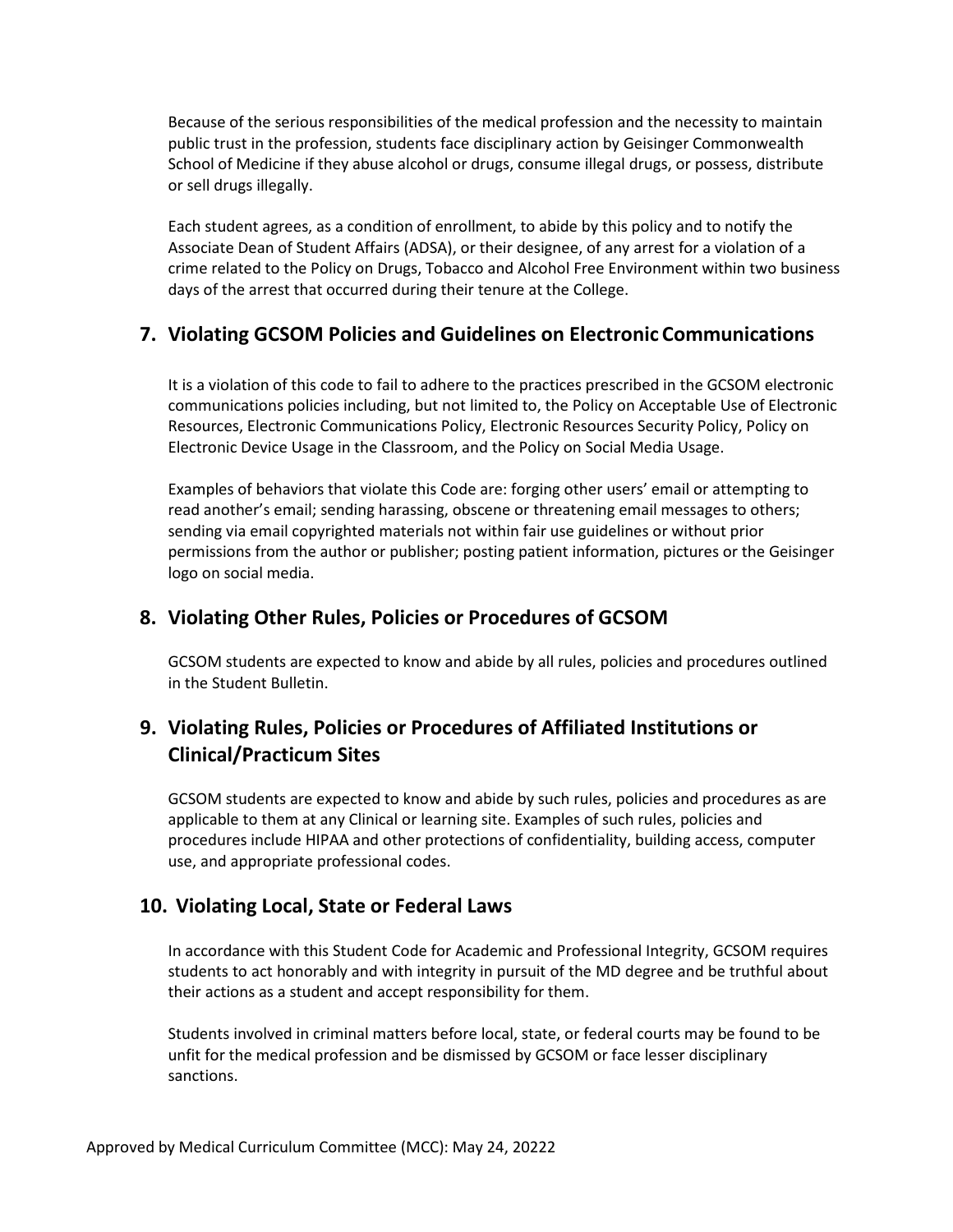Because of the serious responsibilities of the medical profession and the necessity to maintain public trust in the profession, students face disciplinary action by Geisinger Commonwealth School of Medicine if they abuse alcohol or drugs, consume illegal drugs, or possess, distribute or sell drugs illegally.

Each student agrees, as a condition of enrollment, to abide by this policy and to notify the Associate Dean of Student Affairs (ADSA), or their designee, of any arrest for a violation of a crime related to the Policy on Drugs, Tobacco and Alcohol Free Environment within two business days of the arrest that occurred during their tenure at the College.

## 7. Violating GCSOM Policies and Guidelines on Electronic Communications

It is a violation of this code to fail to adhere to the practices prescribed in the GCSOM electronic communications policies including, but not limited to, the Policy on Acceptable Use of Electronic Resources, Electronic Communications Policy, Electronic Resources Security Policy, Policy on Electronic Device Usage in the Classroom, and the Policy on Social Media Usage.

Examples of behaviors that violate this Code are: forging other users' email or attempting to read another's email; sending harassing, obscene or threatening email messages to others; sending via email copyrighted materials not within fair use guidelines or without prior permissions from the author or publisher; posting patient information, pictures or the Geisinger logo on social media.

## 8. Violating Other Rules, Policies or Procedures of GCSOM

GCSOM students are expected to know and abide by all rules, policies and procedures outlined in the Student Bulletin.

## 9. Violating Rules, Policies or Procedures of Affiliated Institutions or Clinical/Practicum Sites

GCSOM students are expected to know and abide by such rules, policies and procedures as are applicable to them at any Clinical or learning site. Examples of such rules, policies and procedures include HIPAA and other protections of confidentiality, building access, computer use, and appropriate professional codes.

## 10. Violating Local, State or Federal Laws

In accordance with this Student Code for Academic and Professional Integrity, GCSOM requires students to act honorably and with integrity in pursuit of the MD degree and be truthful about their actions as a student and accept responsibility for them.

Students involved in criminal matters before local, state, or federal courts may be found to be unfit for the medical profession and be dismissed by GCSOM or face lesser disciplinary sanctions.

Approved by Medical Curriculum Committee (MCC): May 24, 20222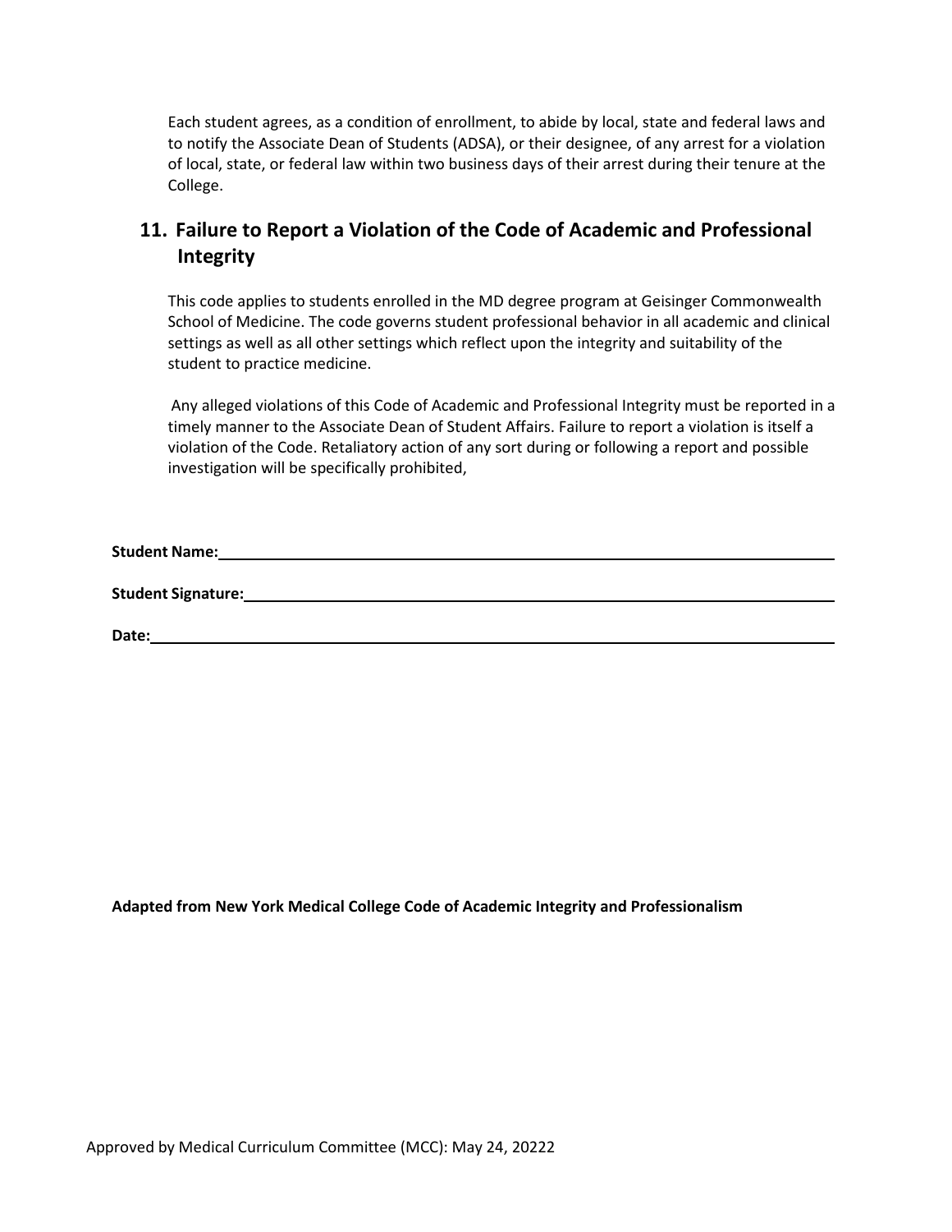Each student agrees, as a condition of enrollment, to abide by local, state and federal laws and to notify the Associate Dean of Students (ADSA), or their designee, of any arrest for a violation of local, state, or federal law within two business days of their arrest during their tenure at the College.

## 11. Failure to Report a Violation of the Code of Academic and Professional Integrity

This code applies to students enrolled in the MD degree program at Geisinger Commonwealth School of Medicine. The code governs student professional behavior in all academic and clinical settings as well as all other settings which reflect upon the integrity and suitability of the student to practice medicine.

Any alleged violations of this Code of Academic and Professional Integrity must be reported in a timely manner to the Associate Dean of Student Affairs. Failure to report a violation is itself a violation of the Code. Retaliatory action of any sort during or following a report and possible investigation will be specifically prohibited,

**Student Name:** ______________________________

**Student Signature:** ______________________________

**Date:** ______________________________

**Adapted from New York Medical College Code of Academic Integrity and Professionalism**

Approved by Medical Curriculum Committee (MCC): May 24, 20222